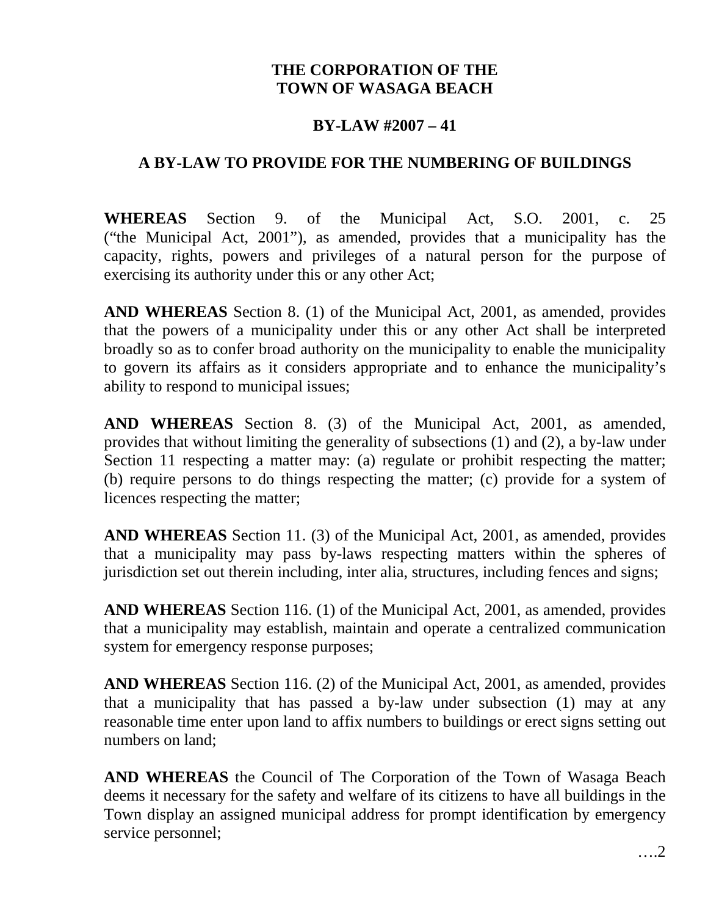# THE CORPORATION OF THE TOWN OF WASAGA BEACH

## BY-LAW #2007 – 41

## A BY-LAW TO PROVIDE FOR THE NUMBERING OF BUILDINGS

**WHEREAS** Section 9. of the Municipal Act, S.O. 2001, c. 25 ("the Municipal Act, 2001"), as amended, provides that a municipality has the capacity, rights, powers and privileges of a natural person for the purpose of exercising its authority under this or any other Act;

**AND WHEREAS** Section 8. (1) of the Municipal Act, 2001, as amended, provides that the powers of a municipality under this or any other Act shall be interpreted broadly so as to confer broad authority on the municipality to enable the municipality to govern its affairs as it considers appropriate and to enhance the municipality's ability to respond to municipal issues;

**AND WHEREAS** Section 8. (3) of the Municipal Act, 2001, as amended, provides that without limiting the generality of subsections (1) and (2), a by-law under Section 11 respecting a matter may: (a) regulate or prohibit respecting the matter; (b) require persons to do things respecting the matter; (c) provide for a system of licences respecting the matter;

**AND WHEREAS** Section 11. (3) of the Municipal Act, 2001, as amended, provides that a municipality may pass by-laws respecting matters within the spheres of jurisdiction set out therein including, inter alia, structures, including fences and signs;

**AND WHEREAS** Section 116. (1) of the Municipal Act, 2001, as amended, provides that a municipality may establish, maintain and operate a centralized communication system for emergency response purposes;

**AND WHEREAS** Section 116. (2) of the Municipal Act, 2001, as amended, provides that a municipality that has passed a by-law under subsection (1) may at any reasonable time enter upon land to affix numbers to buildings or erect signs setting out numbers on land;

**AND WHEREAS** the Council of The Corporation of the Town of Wasaga Beach deems it necessary for the safety and welfare of its citizens to have all buildings in the Town display an assigned municipal address for prompt identification by emergency service personnel;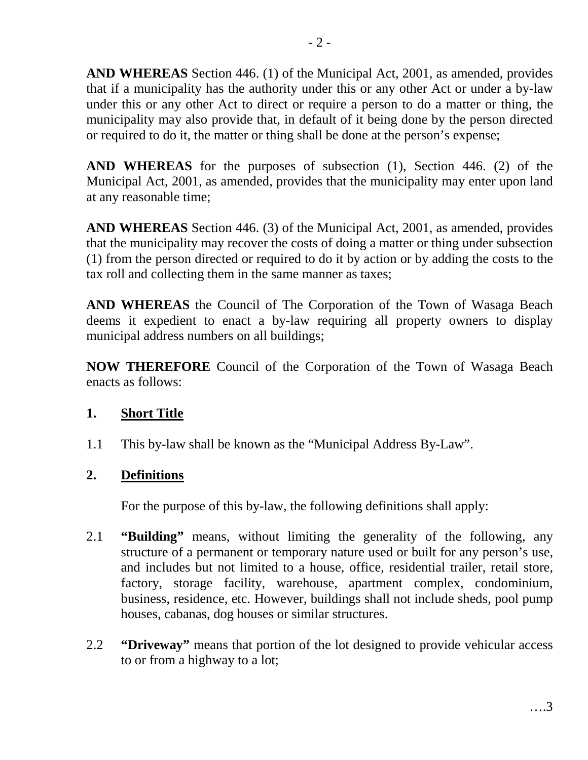**AND WHEREAS** Section 446. (1) of the Municipal Act, 2001, as amended, provides that if a municipality has the authority under this or any other Act or under a by-law under this or any other Act to direct or require a person to do a matter or thing, the municipality may also provide that, in default of it being done by the person directed or required to do it, the matter or thing shall be done at the person's expense;

**AND WHEREAS** for the purposes of subsection (1), Section 446. (2) of the Municipal Act, 2001, as amended, provides that the municipality may enter upon land at any reasonable time;

**AND WHEREAS** Section 446. (3) of the Municipal Act, 2001, as amended, provides that the municipality may recover the costs of doing a matter or thing under subsection (1) from the person directed or required to do it by action or by adding the costs to the tax roll and collecting them in the same manner as taxes;

**AND WHEREAS** the Council of The Corporation of the Town of Wasaga Beach deems it expedient to enact a by-law requiring all property owners to display municipal address numbers on all buildings;

**NOW THEREFORE** Council of the Corporation of the Town of Wasaga Beach enacts as follows:

## 1. Short Title

1.1 This by-law shall be known as the "Municipal Address By-Law".

## 2. Definitions

For the purpose of this by-law, the following definitions shall apply:

2.1 **"Building"** means, without limiting the generality of the following, any structure of a permanent or temporary nature used or built for any person's use, and includes but not limited to a house, office, residential trailer, retail store, factory, storage facility, warehouse, apartment complex, condominium, business, residence, etc. However, buildings shall not include sheds, pool pump houses, cabanas, dog houses or similar structures.

2.2 **"Driveway"** means that portion of the lot designed to provide vehicular access to or from a highway to a lot;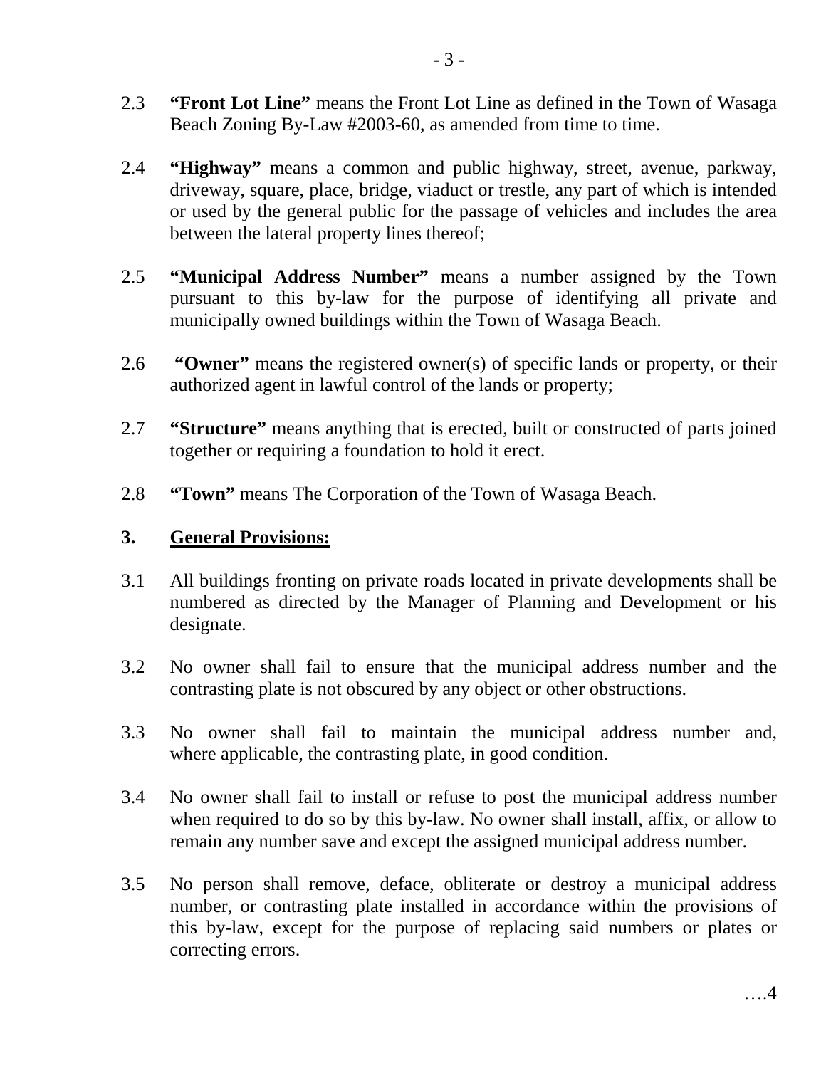2.3 **"Front Lot Line"** means the Front Lot Line as defined in the Town of Wasaga Beach Zoning By-Law #2003-60, as amended from time to time.

2.4 **"Highway"** means a common and public highway, street, avenue, parkway, driveway, square, place, bridge, viaduct or trestle, any part of which is intended or used by the general public for the passage of vehicles and includes the area between the lateral property lines thereof;

2.5 **"Municipal Address Number"** means a number assigned by the Town pursuant to this by-law for the purpose of identifying all private and municipally owned buildings within the Town of Wasaga Beach.

2.6 **"Owner"** means the registered owner(s) of specific lands or property, or their authorized agent in lawful control of the lands or property;

2.7 **"Structure"** means anything that is erected, built or constructed of parts joined together or requiring a foundation to hold it erect.

2.8 **"Town"** means The Corporation of the Town of Wasaga Beach.

## 3. General Provisions:

3.1 All buildings fronting on private roads located in private developments shall be numbered as directed by the Manager of Planning and Development or his designate.

3.2 No owner shall fail to ensure that the municipal address number and the contrasting plate is not obscured by any object or other obstructions.

3.3 No owner shall fail to maintain the municipal address number and, where applicable, the contrasting plate, in good condition.

3.4 No owner shall fail to install or refuse to post the municipal address number when required to do so by this by-law. No owner shall install, affix, or allow to remain any number save and except the assigned municipal address number.

3.5 No person shall remove, deface, obliterate or destroy a municipal address number, or contrasting plate installed in accordance within the provisions of this by-law, except for the purpose of replacing said numbers or plates or correcting errors.

….4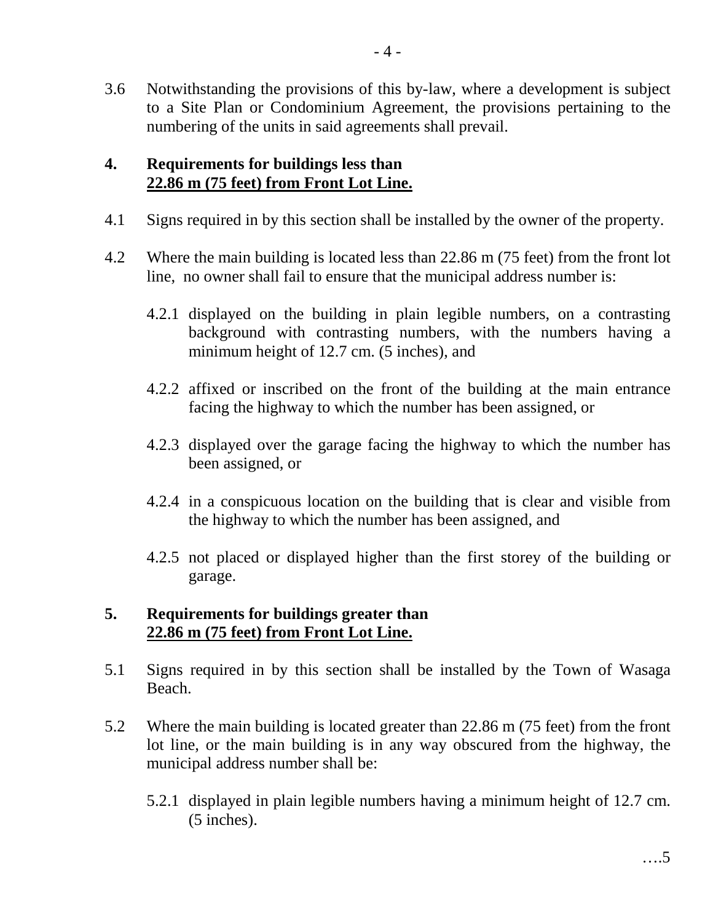3.6 Notwithstanding the provisions of this by-law, where a development is subject to a Site Plan or Condominium Agreement, the provisions pertaining to the numbering of the units in said agreements shall prevail.

## 4. Requirements for buildings less than 22.86 m (75 feet) from Front Lot Line.

4.1 Signs required in by this section shall be installed by the owner of the property.

4.2 Where the main building is located less than 22.86 m (75 feet) from the front lot line, no owner shall fail to ensure that the municipal address number is:

4.2.1 displayed on the building in plain legible numbers, on a contrasting background with contrasting numbers, with the numbers having a minimum height of 12.7 cm. (5 inches), and

4.2.2 affixed or inscribed on the front of the building at the main entrance facing the highway to which the number has been assigned, or

4.2.3 displayed over the garage facing the highway to which the number has been assigned, or

4.2.4 in a conspicuous location on the building that is clear and visible from the highway to which the number has been assigned, and

4.2.5 not placed or displayed higher than the first storey of the building or garage.

## 5. Requirements for buildings greater than 22.86 m (75 feet) from Front Lot Line.

5.1 Signs required in by this section shall be installed by the Town of Wasaga Beach.

5.2 Where the main building is located greater than 22.86 m (75 feet) from the front lot line, or the main building is in any way obscured from the highway, the municipal address number shall be:

5.2.1 displayed in plain legible numbers having a minimum height of 12.7 cm. (5 inches).

….5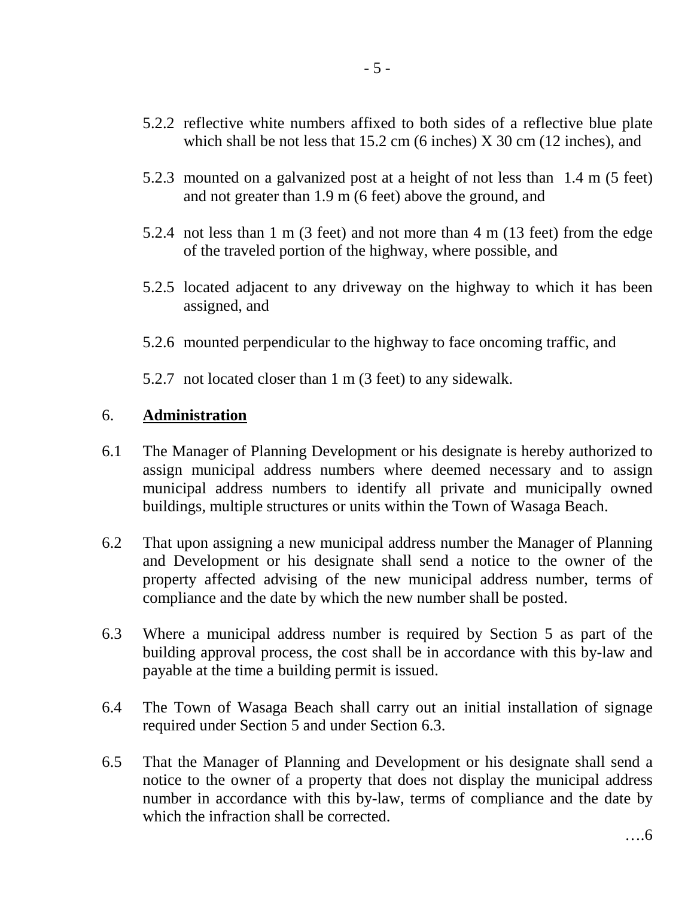5.2.2 reflective white numbers affixed to both sides of a reflective blue plate which shall be not less that 15.2 cm (6 inches) X 30 cm (12 inches), and

5.2.3 mounted on a galvanized post at a height of not less than 1.4 m (5 feet) and not greater than 1.9 m (6 feet) above the ground, and

5.2.4 not less than 1 m (3 feet) and not more than 4 m (13 feet) from the edge of the traveled portion of the highway, where possible, and

5.2.5 located adjacent to any driveway on the highway to which it has been assigned, and

5.2.6 mounted perpendicular to the highway to face oncoming traffic, and

5.2.7 not located closer than 1 m (3 feet) to any sidewalk.

## 6. <u>Administration</u>

6.1 The Manager of Planning Development or his designate is hereby authorized to assign municipal address numbers where deemed necessary and to assign municipal address numbers to identify all private and municipally owned buildings, multiple structures or units within the Town of Wasaga Beach.

6.2 That upon assigning a new municipal address number the Manager of Planning and Development or his designate shall send a notice to the owner of the property affected advising of the new municipal address number, terms of compliance and the date by which the new number shall be posted.

6.3 Where a municipal address number is required by Section 5 as part of the building approval process, the cost shall be in accordance with this by-law and payable at the time a building permit is issued.

6.4 The Town of Wasaga Beach shall carry out an initial installation of signage required under Section 5 and under Section 6.3.

6.5 That the Manager of Planning and Development or his designate shall send a notice to the owner of a property that does not display the municipal address number in accordance with this by-law, terms of compliance and the date by which the infraction shall be corrected.

….6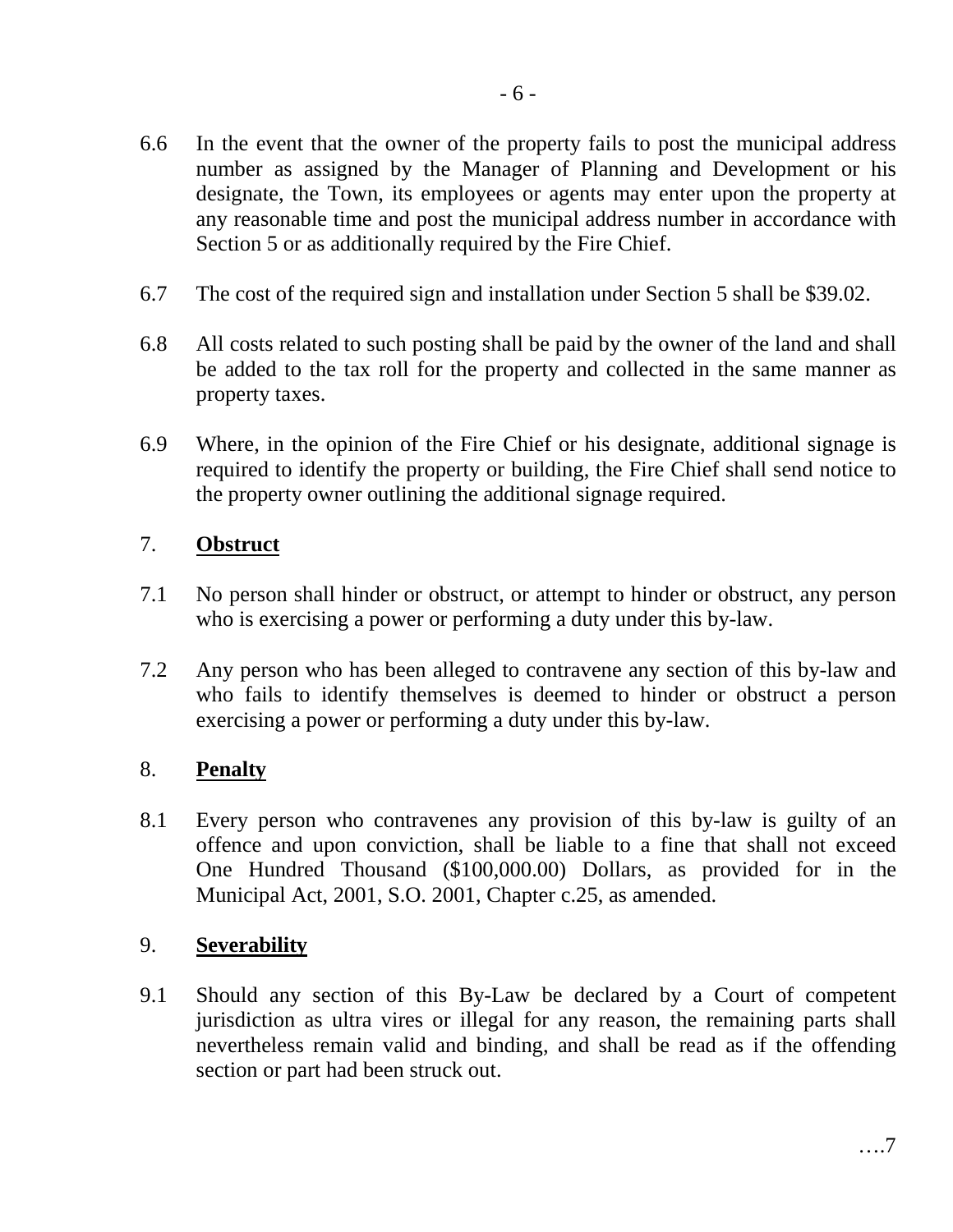6.6 In the event that the owner of the property fails to post the municipal address number as assigned by the Manager of Planning and Development or his designate, the Town, its employees or agents may enter upon the property at any reasonable time and post the municipal address number in accordance with Section 5 or as additionally required by the Fire Chief.

6.7 The cost of the required sign and installation under Section 5 shall be $39.02.

6.8 All costs related to such posting shall be paid by the owner of the land and shall be added to the tax roll for the property and collected in the same manner as property taxes.

6.9 Where, in the opinion of the Fire Chief or his designate, additional signage is required to identify the property or building, the Fire Chief shall send notice to the property owner outlining the additional signage required.

## 7. **Obstruct**

7.1 No person shall hinder or obstruct, or attempt to hinder or obstruct, any person who is exercising a power or performing a duty under this by-law.

7.2 Any person who has been alleged to contravene any section of this by-law and who fails to identify themselves is deemed to hinder or obstruct a person exercising a power or performing a duty under this by-law.

## 8. **Penalty**

8.1 Every person who contravenes any provision of this by-law is guilty of an offence and upon conviction, shall be liable to a fine that shall not exceed One Hundred Thousand ($100,000.00) Dollars, as provided for in the Municipal Act, 2001, S.O. 2001, Chapter c.25, as amended.

## 9. **Severability**

9.1 Should any section of this By-Law be declared by a Court of competent jurisdiction as ultra vires or illegal for any reason, the remaining parts shall nevertheless remain valid and binding, and shall be read as if the offending section or part had been struck out.

….7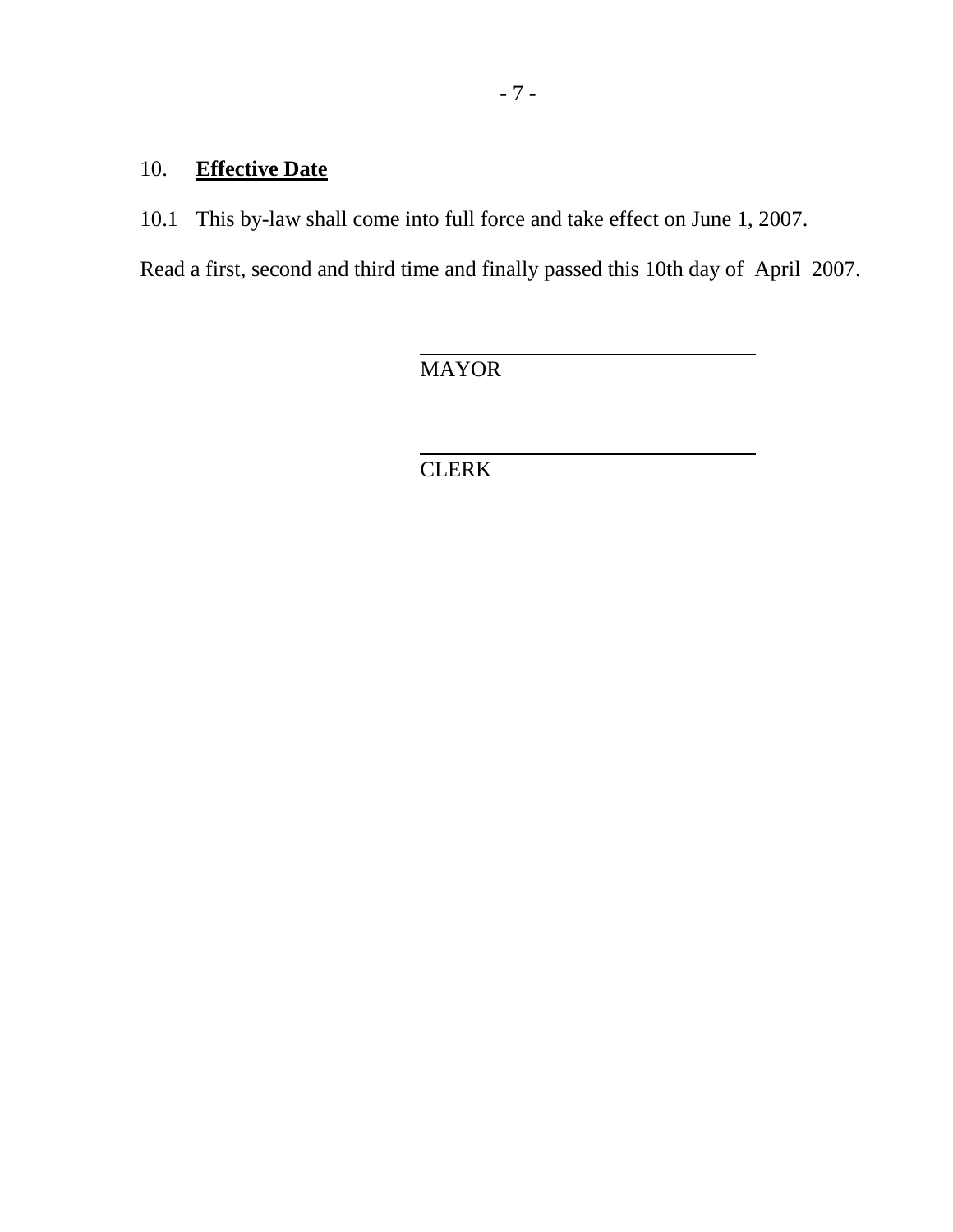## 10. **Effective Date**

10.1 This by-law shall come into full force and take effect on June 1, 2007.

Read a first, second and third time and finally passed this 10th day of April 2007.

\_\_\_\_\_\_\_\_\_\_\_\_\_\_\_\_\_\_\_\_\_\_\_\_\_\_\_\_\_\_\_\_

MAYOR

\_\_\_\_\_\_\_\_\_\_\_\_\_\_\_\_\_\_\_\_\_\_\_\_\_\_\_\_\_\_\_\_

CLERK